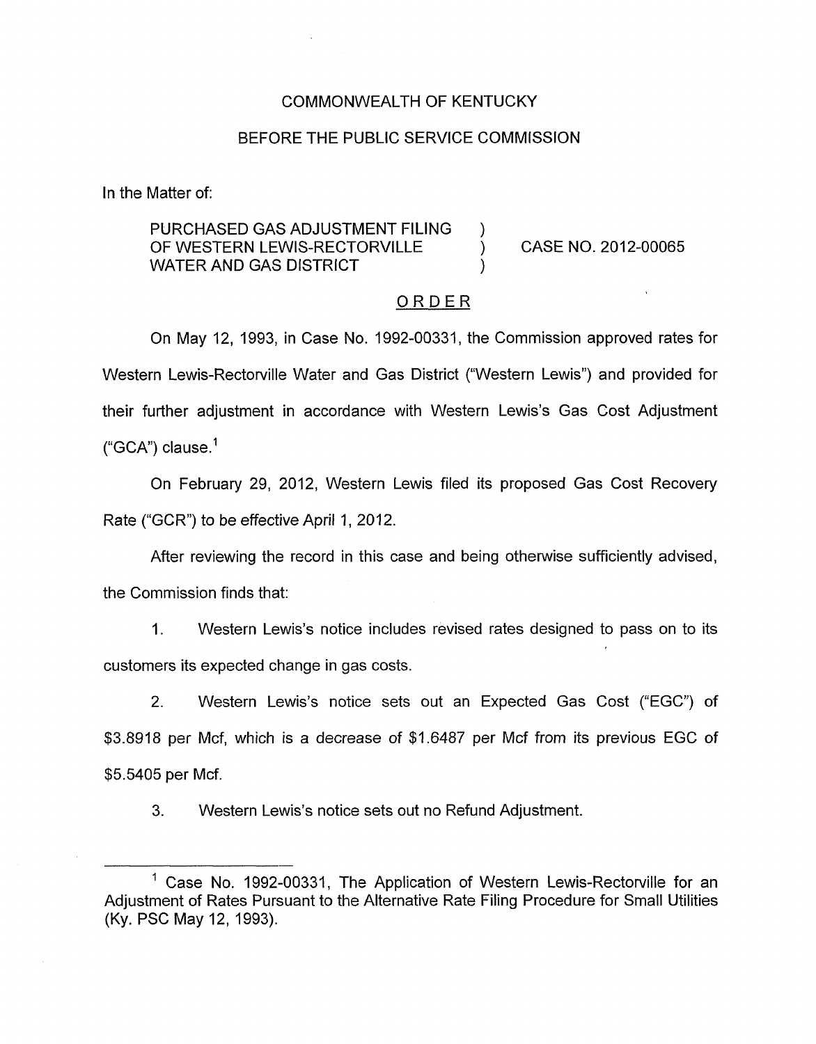COMMONWEALTH OF KENTUCKY

BEFORE THE PUBLIC SERVICE COMMISSION

In the Matter of:

PURCHASED GAS ADJUSTMENT FILING OF WESTERN LEWIS-RECTORVILLE WATER AND GAS DISTRICT ) CASE NO. 2012-00065

## ORDER

On May 12, 1993, in Case No. 1992-00331, the Commission approved rates for Western Lewis-Rectorville Water and Gas District ("Western Lewis") and provided for their further adjustment in accordance with Western Lewis's Gas Cost Adjustment ("GCA") clause.[1]

On February 29, 2012, Western Lewis filed its proposed Gas Cost Recovery Rate ("GCR") to be effective April 1, 2012.

After reviewing the record in this case and being otherwise sufficiently advised, the Commission finds that:

1. Western Lewis's notice includes revised rates designed to pass on to its customers its expected change in gas costs.

2. Western Lewis's notice sets out an Expected Gas Cost ("EGC") of $3.8918 per Mcf, which is a decrease of $1.6487 per Mcf from its previous EGC of $5.5405 per Mcf.

3. Western Lewis's notice sets out no Refund Adjustment.

[1] Case No. 1992-00331, The Application of Western Lewis-Rectorville for an Adjustment of Rates Pursuant to the Alternative Rate Filing Procedure for Small Utilities (Ky. PSC May 12, 1993).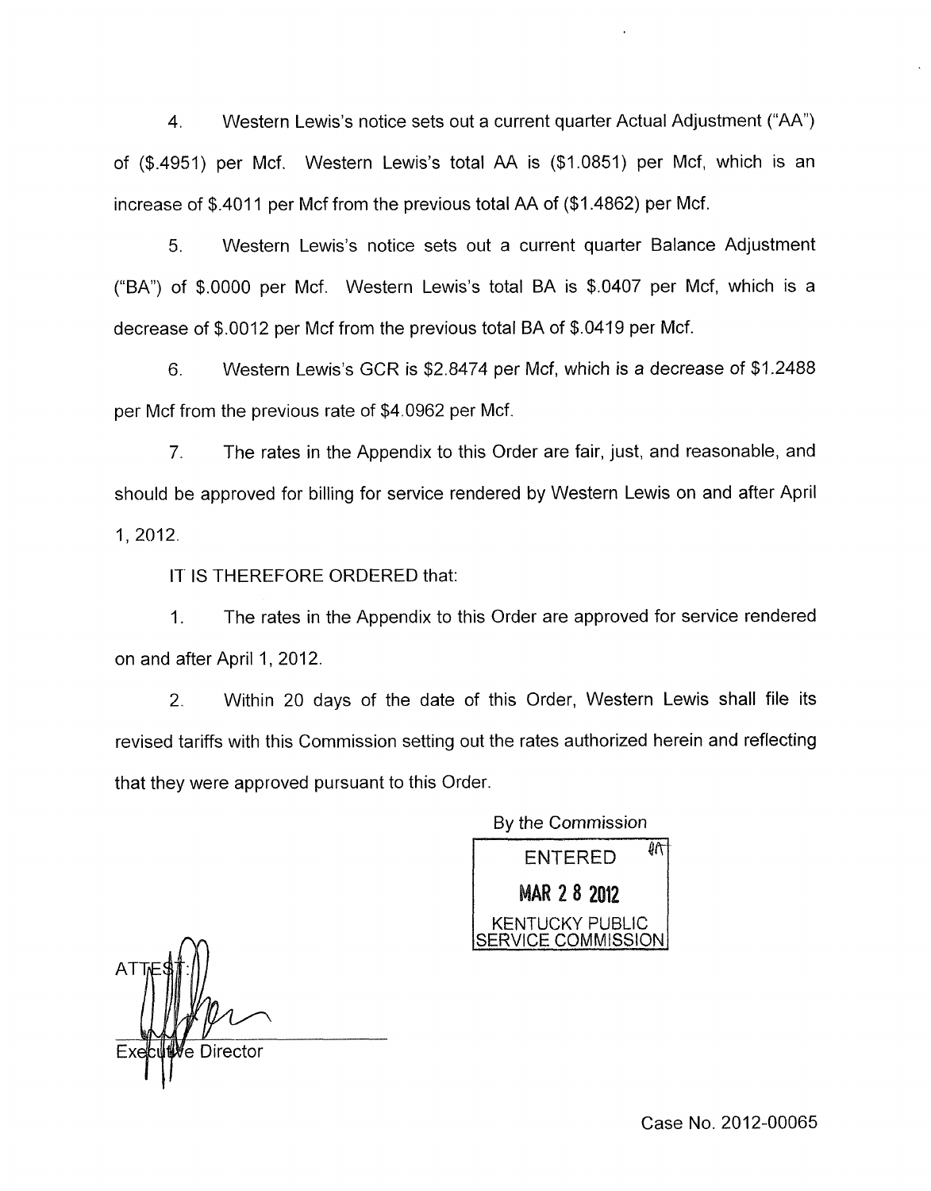4. Western Lewis's notice sets out a current quarter Actual Adjustment ("AA") of ($.4951) per Mcf. Western Lewis's total AA is ($1.0851) per Mcf, which is an increase of $.4011 per Mcf from the previous total AA of ($1.4862) per Mcf.

5. Western Lewis's notice sets out a current quarter Balance Adjustment ("BA") of $.0000 per Mcf. Western Lewis's total BA is $.0407 per Mcf, which is a decrease of $.0012 per Mcf from the previous total BA of $.0419 per Mcf.

6. Western Lewis's GCR is $2.8474 per Mcf, which is a decrease of $1.2488 per Mcf from the previous rate of $4.0962 per Mcf.

7. The rates in the Appendix to this Order are fair, just, and reasonable, and should be approved for billing for service rendered by Western Lewis on and after April 1, 2012.

IT IS THEREFORE ORDERED that:

1. The rates in the Appendix to this Order are approved for service rendered on and after April 1, 2012.

2. Within 20 days of the date of this Order, Western Lewis shall file its revised tariffs with this Commission setting out the rates authorized herein and reflecting that they were approved pursuant to this Order.

By the Commission

ENTERED
MAR 28 2012
KENTUCKY PUBLIC SERVICE COMMISSION

ATTEST:

Executive Director

Case No. 2012-00065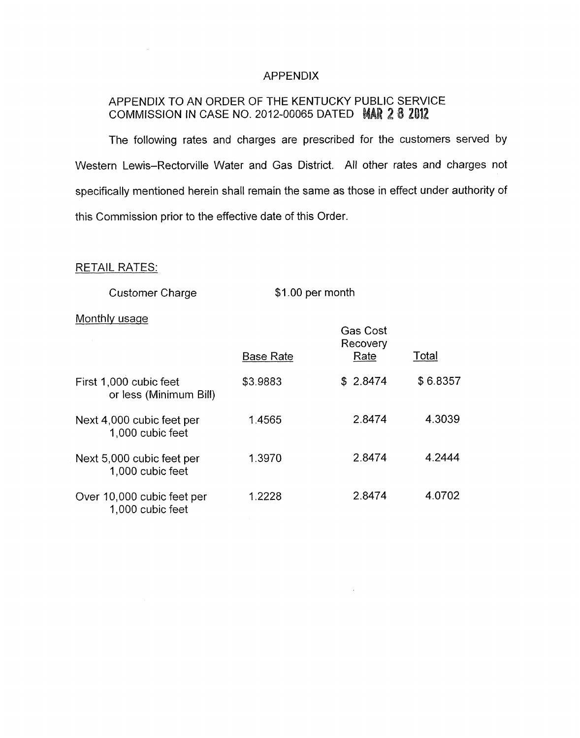# APPENDIX

APPENDIX TO AN ORDER OF THE KENTUCKY PUBLIC SERVICE COMMISSION IN CASE NO. 2012-00065 DATED MAR 28 2012

The following rates and charges are prescribed for the customers served by Western Lewis–Rectorville Water and Gas District. All other rates and charges not specifically mentioned herein shall remain the same as those in effect under authority of this Commission prior to the effective date of this Order.

RETAIL RATES:

Customer Charge $1.00 per month

Monthly usage

| | Base Rate | Gas Cost Recovery Rate | Total |
|---|---|---|---|
| First 1,000 cubic feet or less (Minimum Bill) | $3.9883 | $ 2.8474 | $ 6.8357 |
| Next 4,000 cubic feet per 1,000 cubic feet | 1.4565 | 2.8474 | 4.3039 |
| Next 5,000 cubic feet per 1,000 cubic feet | 1.3970 | 2.8474 | 4.2444 |
| Over 10,000 cubic feet per 1,000 cubic feet | 1.2228 | 2.8474 | 4.0702 |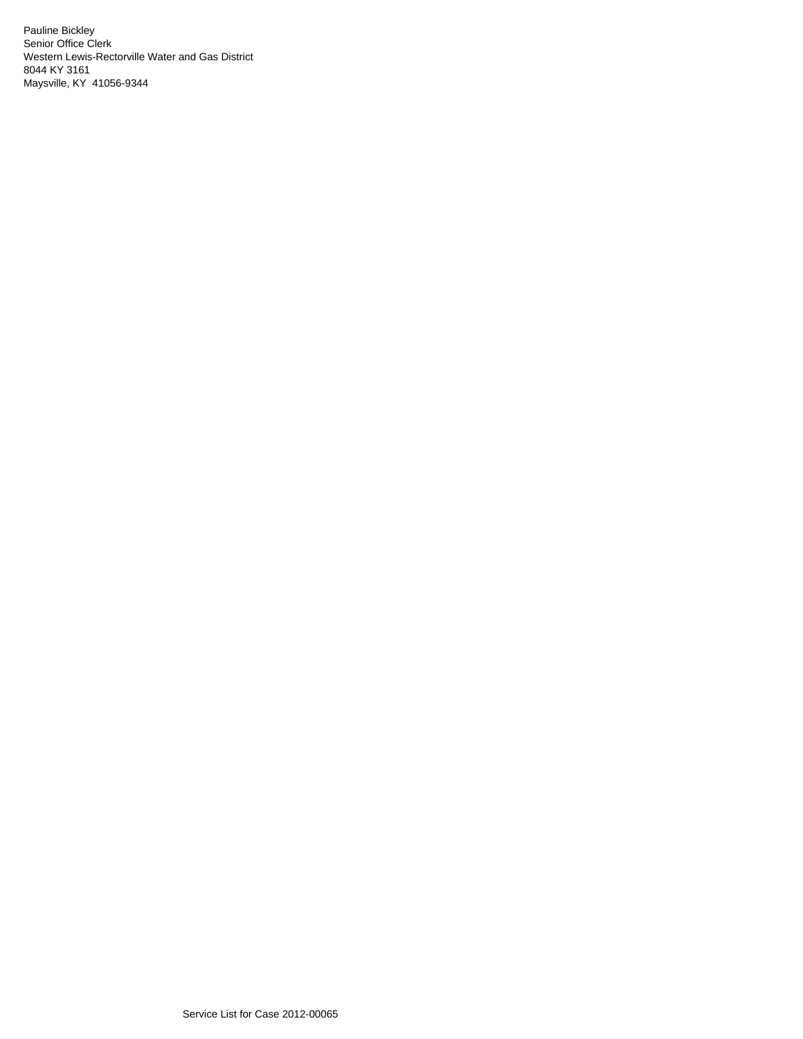Pauline Bickley
Senior Office Clerk
Western Lewis-Rectorville Water and Gas District
8044 KY 3161
Maysville, KY  41056-9344